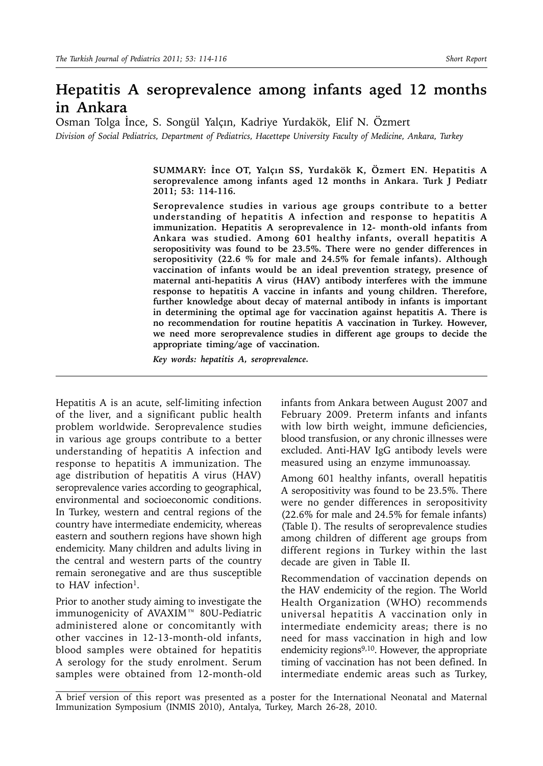# Hepatitis A seroprevalence among infants aged 12 months in Ankara

Osman Tolga İnce, S. Songül Yalçın, Kadriye Yurdakök, Elif N. Özmert

*Division of Social Pediatrics, Department of Pediatrics, Hacettepe University Faculty of Medicine, Ankara, Turkey*

**SUMMARY: İnce OT, Yalçın SS, Yurdakök K, Özmert EN. Hepatitis A seroprevalence among infants aged 12 months in Ankara. Turk J Pediatr 2011; 53: 114-116.**

**Seroprevalence studies in various age groups contribute to a better understanding of hepatitis A infection and response to hepatitis A immunization. Hepatitis A seroprevalence in 12- month-old infants from Ankara was studied. Among 601 healthy infants, overall hepatitis A seropositivity was found to be 23.5%. There were no gender differences in seropositivity (22.6 % for male and 24.5% for female infants). Although vaccination of infants would be an ideal prevention strategy, presence of maternal anti-hepatitis A virus (HAV) antibody interferes with the immune response to hepatitis A vaccine in infants and young children. Therefore, further knowledge about decay of maternal antibody in infants is important in determining the optimal age for vaccination against hepatitis A. There is no recommendation for routine hepatitis A vaccination in Turkey. However, we need more seroprevalence studies in different age groups to decide the appropriate timing/age of vaccination.**

***Key words: hepatitis A, seroprevalence.***

Hepatitis A is an acute, self-limiting infection of the liver, and a significant public health problem worldwide. Seroprevalence studies in various age groups contribute to a better understanding of hepatitis A infection and response to hepatitis A immunization. The age distribution of hepatitis A virus (HAV) seroprevalence varies according to geographical, environmental and socioeconomic conditions. In Turkey, western and central regions of the country have intermediate endemicity, whereas eastern and southern regions have shown high endemicity. Many children and adults living in the central and western parts of the country remain seronegative and are thus susceptible to HAV infection[1].

Prior to another study aiming to investigate the immunogenicity of AVAXIM™ 80U-Pediatric administered alone or concomitantly with other vaccines in 12-13-month-old infants, blood samples were obtained for hepatitis A serology for the study enrolment. Serum samples were obtained from 12-month-old infants from Ankara between August 2007 and February 2009. Preterm infants and infants with low birth weight, immune deficiencies, blood transfusion, or any chronic illnesses were excluded. Anti-HAV IgG antibody levels were measured using an enzyme immunoassay.

Among 601 healthy infants, overall hepatitis A seropositivity was found to be 23.5%. There were no gender differences in seropositivity (22.6% for male and 24.5% for female infants) (Table I). The results of seroprevalence studies among children of different age groups from different regions in Turkey within the last decade are given in Table II.

Recommendation of vaccination depends on the HAV endemicity of the region. The World Health Organization (WHO) recommends universal hepatitis A vaccination only in intermediate endemicity areas; there is no need for mass vaccination in high and low endemicity regions[9,10]. However, the appropriate timing of vaccination has not been defined. In intermediate endemic areas such as Turkey,

A brief version of this report was presented as a poster for the International Neonatal and Maternal Immunization Symposium (INMIS 2010), Antalya, Turkey, March 26-28, 2010.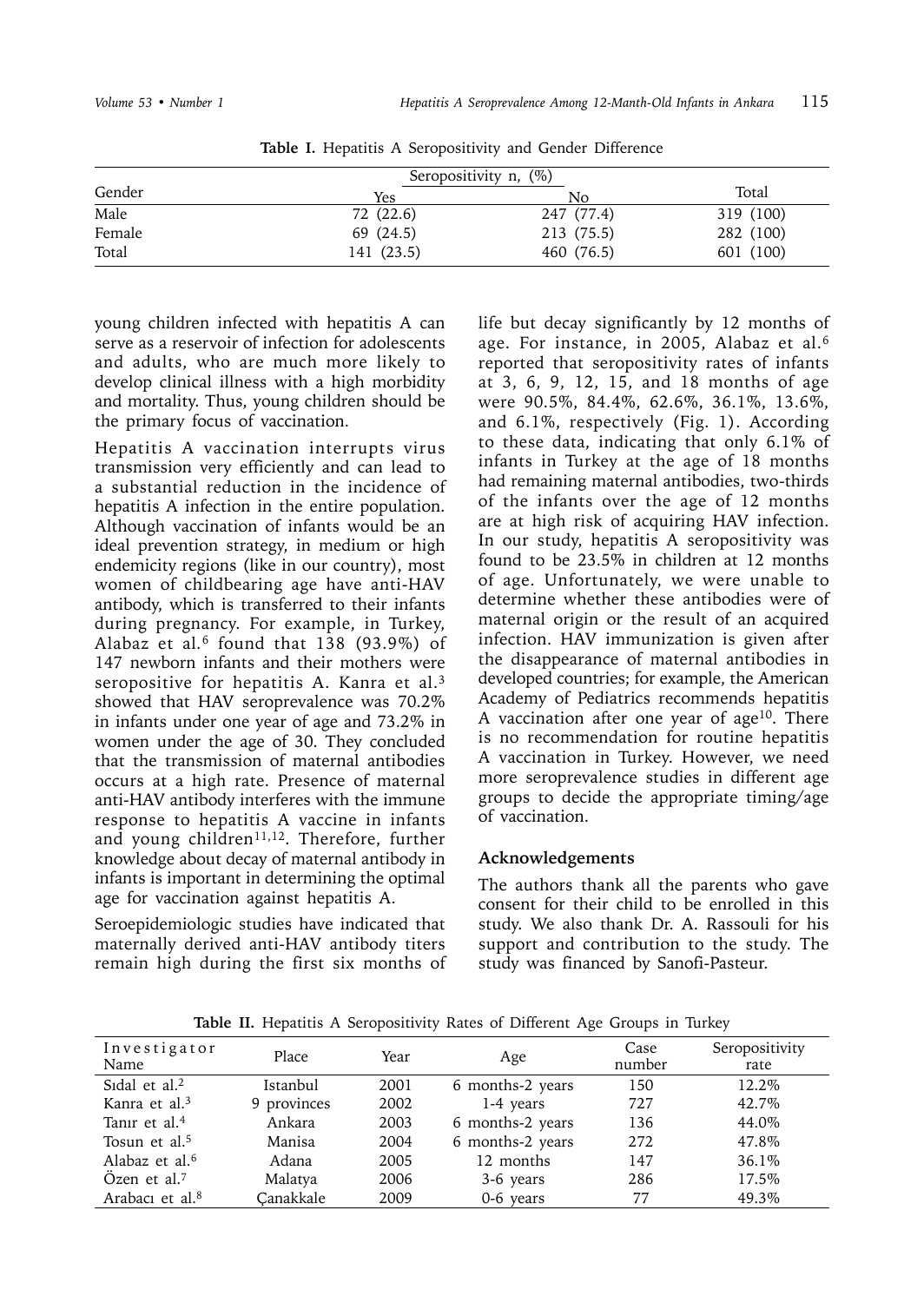**Table I.** Hepatitis A Seropositivity and Gender Difference

| Gender | Seropositivity n, (%) | | Total |
|---|---|---|---|
| | Yes | No | |
| Male | 72 (22.6) | 247 (77.4) | 319 (100) |
| Female | 69 (24.5) | 213 (75.5) | 282 (100) |
| Total | 141 (23.5) | 460 (76.5) | 601 (100) |

young children infected with hepatitis A can serve as a reservoir of infection for adolescents and adults, who are much more likely to develop clinical illness with a high morbidity and mortality. Thus, young children should be the primary focus of vaccination.

Hepatitis A vaccination interrupts virus transmission very efficiently and can lead to a substantial reduction in the incidence of hepatitis A infection in the entire population. Although vaccination of infants would be an ideal prevention strategy, in medium or high endemicity regions (like in our country), most women of childbearing age have anti-HAV antibody, which is transferred to their infants during pregnancy. For example, in Turkey, Alabaz et al.[6] found that 138 (93.9%) of 147 newborn infants and their mothers were seropositive for hepatitis A. Kanra et al.[3] showed that HAV seroprevalence was 70.2% in infants under one year of age and 73.2% in women under the age of 30. They concluded that the transmission of maternal antibodies occurs at a high rate. Presence of maternal anti-HAV antibody interferes with the immune response to hepatitis A vaccine in infants and young children[11,12]. Therefore, further knowledge about decay of maternal antibody in infants is important in determining the optimal age for vaccination against hepatitis A.

Seroepidemiologic studies have indicated that maternally derived anti-HAV antibody titers remain high during the first six months of life but decay significantly by 12 months of age. For instance, in 2005, Alabaz et al.[6] reported that seropositivity rates of infants at 3, 6, 9, 12, 15, and 18 months of age were 90.5%, 84.4%, 62.6%, 36.1%, 13.6%, and 6.1%, respectively (Fig. 1). According to these data, indicating that only 6.1% of infants in Turkey at the age of 18 months had remaining maternal antibodies, two-thirds of the infants over the age of 12 months are at high risk of acquiring HAV infection. In our study, hepatitis A seropositivity was found to be 23.5% in children at 12 months of age. Unfortunately, we were unable to determine whether these antibodies were of maternal origin or the result of an acquired infection. HAV immunization is given after the disappearance of maternal antibodies in developed countries; for example, the American Academy of Pediatrics recommends hepatitis A vaccination after one year of age[10]. There is no recommendation for routine hepatitis A vaccination in Turkey. However, we need more seroprevalence studies in different age groups to decide the appropriate timing/age of vaccination.

### Acknowledgements

The authors thank all the parents who gave consent for their child to be enrolled in this study. We also thank Dr. A. Rassouli for his support and contribution to the study. The study was financed by Sanofi-Pasteur.

**Table II.** Hepatitis A Seropositivity Rates of Different Age Groups in Turkey

| Investigator Name | Place | Year | Age | Case number | Seropositivity rate |
|---|---|---|---|---|---|
| Sıdal et al.[2] | Istanbul | 2001 | 6 months-2 years | 150 | 12.2% |
| Kanra et al.[3] | 9 provinces | 2002 | 1-4 years | 727 | 42.7% |
| Tanır et al.[4] | Ankara | 2003 | 6 months-2 years | 136 | 44.0% |
| Tosun et al.[5] | Manisa | 2004 | 6 months-2 years | 272 | 47.8% |
| Alabaz et al.[6] | Adana | 2005 | 12 months | 147 | 36.1% |
| Özen et al.[7] | Malatya | 2006 | 3-6 years | 286 | 17.5% |
| Arabacı et al.[8] | Çanakkale | 2009 | 0-6 years | 77 | 49.3% |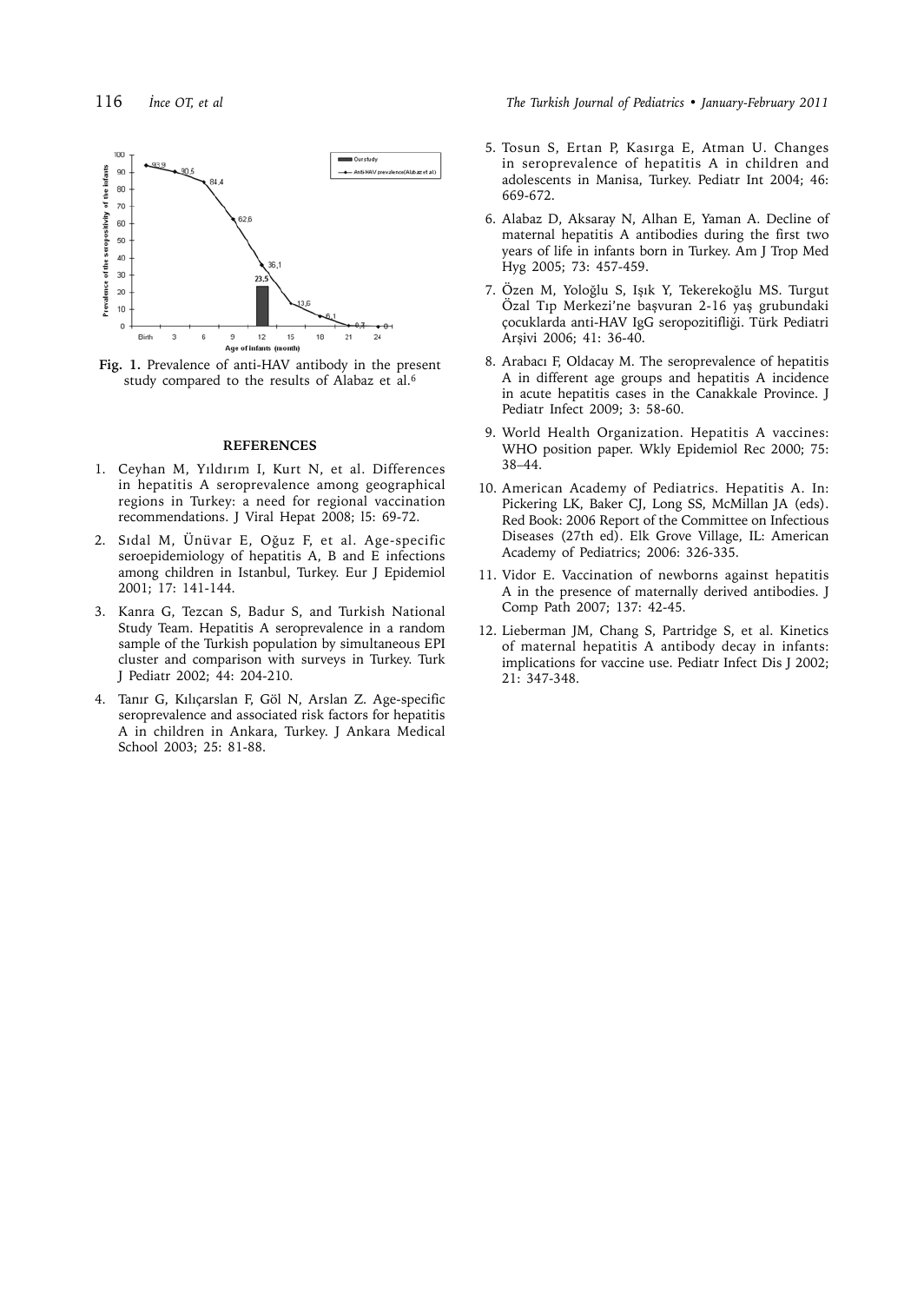100
90
80
70
60
50
40
30
20
10
0

Prevalence of the seropositivity of the infants

Birth 3 6 9 12 15 18 21 24

Age of infants (month)

Our study

Anti-HAV prevalence(Alabaz et al)

93,9
90,5
84,4
62,6
36,1
23,5
13,6
6,1
0,7
0

**Fig. 1.** Prevalence of anti-HAV antibody in the present study compared to the results of Alabaz et al.[6]

#### REFERENCES

1. Ceyhan M, Yıldırım I, Kurt N, et al. Differences in hepatitis A seroprevalence among geographical regions in Turkey: a need for regional vaccination recommendations. J Viral Hepat 2008; l5: 69-72.
2. Sıdal M, Ünüvar E, Oğuz F, et al. Age-specific seroepidemiology of hepatitis A, B and E infections among children in Istanbul, Turkey. Eur J Epidemiol 2001; 17: 141-144.
3. Kanra G, Tezcan S, Badur S, and Turkish National Study Team. Hepatitis A seroprevalence in a random sample of the Turkish population by simultaneous EPI cluster and comparison with surveys in Turkey. Turk J Pediatr 2002; 44: 204-210.
4. Tanır G, Kılıçarslan F, Göl N, Arslan Z. Age-specific seroprevalence and associated risk factors for hepatitis A in children in Ankara, Turkey. J Ankara Medical School 2003; 25: 81-88.
5. Tosun S, Ertan P, Kasırga E, Atman U. Changes in seroprevalence of hepatitis A in children and adolescents in Manisa, Turkey. Pediatr Int 2004; 46: 669-672.
6. Alabaz D, Aksaray N, Alhan E, Yaman A. Decline of maternal hepatitis A antibodies during the first two years of life in infants born in Turkey. Am J Trop Med Hyg 2005; 73: 457-459.
7. Özen M, Yoloğlu S, Işık Y, Tekerekoğlu MS. Turgut Özal Tıp Merkezi'ne başvuran 2-16 yaş grubundaki çocuklarda anti-HAV IgG seropozitifliği. Türk Pediatri Arşivi 2006; 41: 36-40.
8. Arabacı F, Oldacay M. The seroprevalence of hepatitis A in different age groups and hepatitis A incidence in acute hepatitis cases in the Canakkale Province. J Pediatr Infect 2009; 3: 58-60.
9. World Health Organization. Hepatitis A vaccines: WHO position paper. Wkly Epidemiol Rec 2000; 75: 38–44.
10. American Academy of Pediatrics. Hepatitis A. In: Pickering LK, Baker CJ, Long SS, McMillan JA (eds). Red Book: 2006 Report of the Committee on Infectious Diseases (27th ed). Elk Grove Village, IL: American Academy of Pediatrics; 2006: 326-335.
11. Vidor E. Vaccination of newborns against hepatitis A in the presence of maternally derived antibodies. J Comp Path 2007; 137: 42-45.
12. Lieberman JM, Chang S, Partridge S, et al. Kinetics of maternal hepatitis A antibody decay in infants: implications for vaccine use. Pediatr Infect Dis J 2002; 21: 347-348.